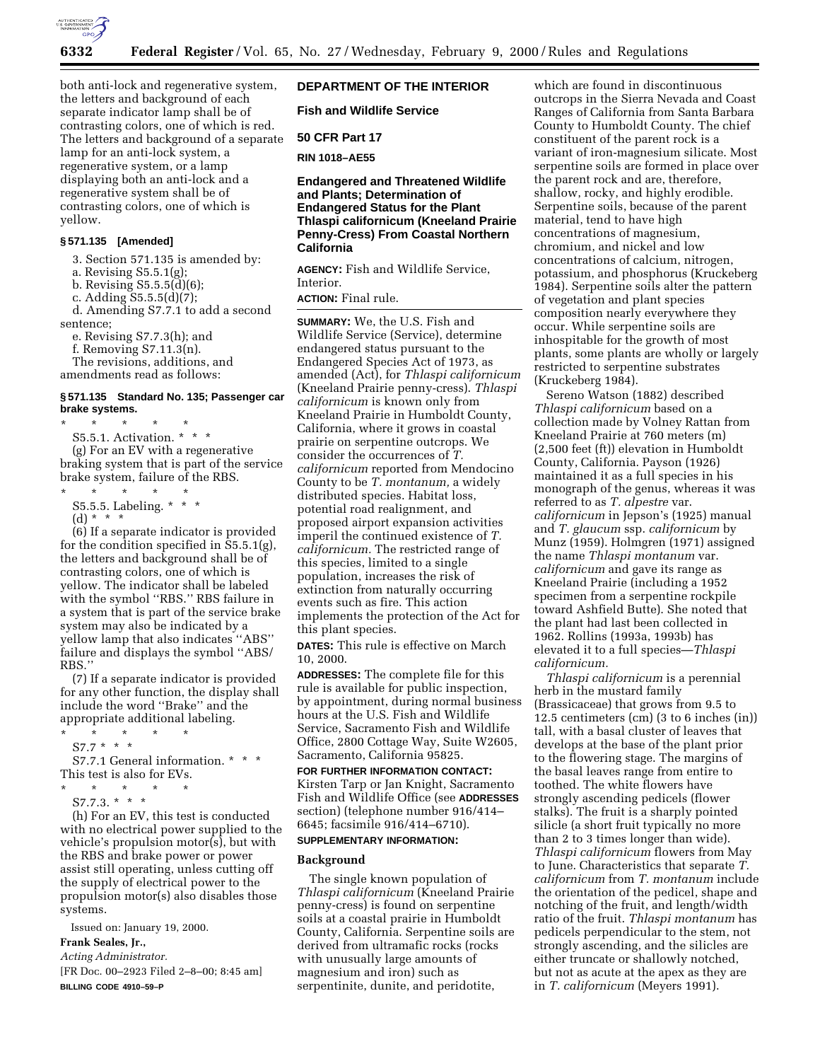both anti-lock and regenerative system, the letters and background of each separate indicator lamp shall be of contrasting colors, one of which is red. The letters and background of a separate lamp for an anti-lock system, a regenerative system, or a lamp displaying both an anti-lock and a regenerative system shall be of contrasting colors, one of which is yellow.

### § 571.135 [Amended]

3. Section 571.135 is amended by:

a. Revising S5.5.1(g);

b. Revising S5.5.5(d)(6);

c. Adding S5.5.5(d)(7);

d. Amending S7.7.1 to add a second sentence;

e. Revising S7.7.3(h); and

f. Removing S7.11.3(n).

The revisions, additions, and amendments read as follows:

### § 571.135 Standard No. 135; Passenger car brake systems.

\* \* \* \* \*

S5.5.1. Activation. \* \* \*

(g) For an EV with a regenerative braking system that is part of the service brake system, failure of the RBS.

\* \* \* \* \*

S5.5.5. Labeling. \* \* \*

(d) \* \* \*

(6) If a separate indicator is provided for the condition specified in S5.5.1(g), the letters and background shall be of contrasting colors, one of which is yellow. The indicator shall be labeled with the symbol ''RBS.'' RBS failure in a system that is part of the service brake system may also be indicated by a yellow lamp that also indicates ''ABS'' failure and displays the symbol ''ABS/RBS.''

(7) If a separate indicator is provided for any other function, the display shall include the word ''Brake'' and the appropriate additional labeling.

\* \* \* \* \*

S7.7 \* \* \*

S7.7.1 General information. \* \* \* This test is also for EVs.

\* \* \* \* \*

S7.7.3. \* \* \*

(h) For an EV, this test is conducted with no electrical power supplied to the vehicle's propulsion motor(s), but with the RBS and brake power or power assist still operating, unless cutting off the supply of electrical power to the propulsion motor(s) also disables those systems.

Issued on: January 19, 2000.

**Frank Seales, Jr.,**

*Acting Administrator.*

[FR Doc. 00–2923 Filed 2–8–00; 8:45 am]

**BILLING CODE 4910–59–P**

## DEPARTMENT OF THE INTERIOR

## Fish and Wildlife Service

## 50 CFR Part 17

**RIN 1018–AE55**

## Endangered and Threatened Wildlife and Plants; Determination of Endangered Status for the Plant Thlaspi californicum (Kneeland Prairie Penny-Cress) From Coastal Northern California

**AGENCY:** Fish and Wildlife Service, Interior.

**ACTION:** Final rule.

**SUMMARY:** We, the U.S. Fish and Wildlife Service (Service), determine endangered status pursuant to the Endangered Species Act of 1973, as amended (Act), for *Thlaspi californicum* (Kneeland Prairie penny-cress). *Thlaspi californicum* is known only from Kneeland Prairie in Humboldt County, California, where it grows in coastal prairie on serpentine outcrops. We consider the occurrences of *T. californicum* reported from Mendocino County to be *T. montanum,* a widely distributed species. Habitat loss, potential road realignment, and proposed airport expansion activities imperil the continued existence of *T. californicum.* The restricted range of this species, limited to a single population, increases the risk of extinction from naturally occurring events such as fire. This action implements the protection of the Act for this plant species.

**DATES:** This rule is effective on March 10, 2000.

**ADDRESSES:** The complete file for this rule is available for public inspection, by appointment, during normal business hours at the U.S. Fish and Wildlife Service, Sacramento Fish and Wildlife Office, 2800 Cottage Way, Suite W2605, Sacramento, California 95825.

**FOR FURTHER INFORMATION CONTACT:** Kirsten Tarp or Jan Knight, Sacramento Fish and Wildlife Office (see **ADDRESSES** section) (telephone number 916/414–6645; facsimile 916/414–6710).

**SUPPLEMENTARY INFORMATION:**

### Background

The single known population of *Thlaspi californicum* (Kneeland Prairie penny-cress) is found on serpentine soils at a coastal prairie in Humboldt County, California. Serpentine soils are derived from ultramafic rocks (rocks with unusually large amounts of magnesium and iron) such as serpentinite, dunite, and peridotite, which are found in discontinuous outcrops in the Sierra Nevada and Coast Ranges of California from Santa Barbara County to Humboldt County. The chief constituent of the parent rock is a variant of iron-magnesium silicate. Most serpentine soils are formed in place over the parent rock and are, therefore, shallow, rocky, and highly erodible. Serpentine soils, because of the parent material, tend to have high concentrations of magnesium, chromium, and nickel and low concentrations of calcium, nitrogen, potassium, and phosphorus (Kruckeberg 1984). Serpentine soils alter the pattern of vegetation and plant species composition nearly everywhere they occur. While serpentine soils are inhospitable for the growth of most plants, some plants are wholly or largely restricted to serpentine substrates (Kruckeberg 1984).

Sereno Watson (1882) described *Thlaspi californicum* based on a collection made by Volney Rattan from Kneeland Prairie at 760 meters (m) (2,500 feet (ft)) elevation in Humboldt County, California. Payson (1926) maintained it as a full species in his monograph of the genus, whereas it was referred to as *T. alpestre* var. *californicum* in Jepson's (1925) manual and *T. glaucum* ssp. *californicum* by Munz (1959). Holmgren (1971) assigned the name *Thlaspi montanum* var. *californicum* and gave its range as Kneeland Prairie (including a 1952 specimen from a serpentine rockpile toward Ashfield Butte). She noted that the plant had last been collected in 1962. Rollins (1993a, 1993b) has elevated it to a full species—*Thlaspi californicum.*

*Thlaspi californicum* is a perennial herb in the mustard family (Brassicaceae) that grows from 9.5 to 12.5 centimeters (cm) (3 to 6 inches (in)) tall, with a basal cluster of leaves that develops at the base of the plant prior to the flowering stage. The margins of the basal leaves range from entire to toothed. The white flowers have strongly ascending pedicels (flower stalks). The fruit is a sharply pointed silicle (a short fruit typically no more than 2 to 3 times longer than wide). *Thlaspi californicum* flowers from May to June. Characteristics that separate *T. californicum* from *T. montanum* include the orientation of the pedicel, shape and notching of the fruit, and length/width ratio of the fruit. *Thlaspi montanum* has pedicels perpendicular to the stem, not strongly ascending, and the silicles are either truncate or shallowly notched, but not as acute at the apex as they are in *T. californicum* (Meyers 1991).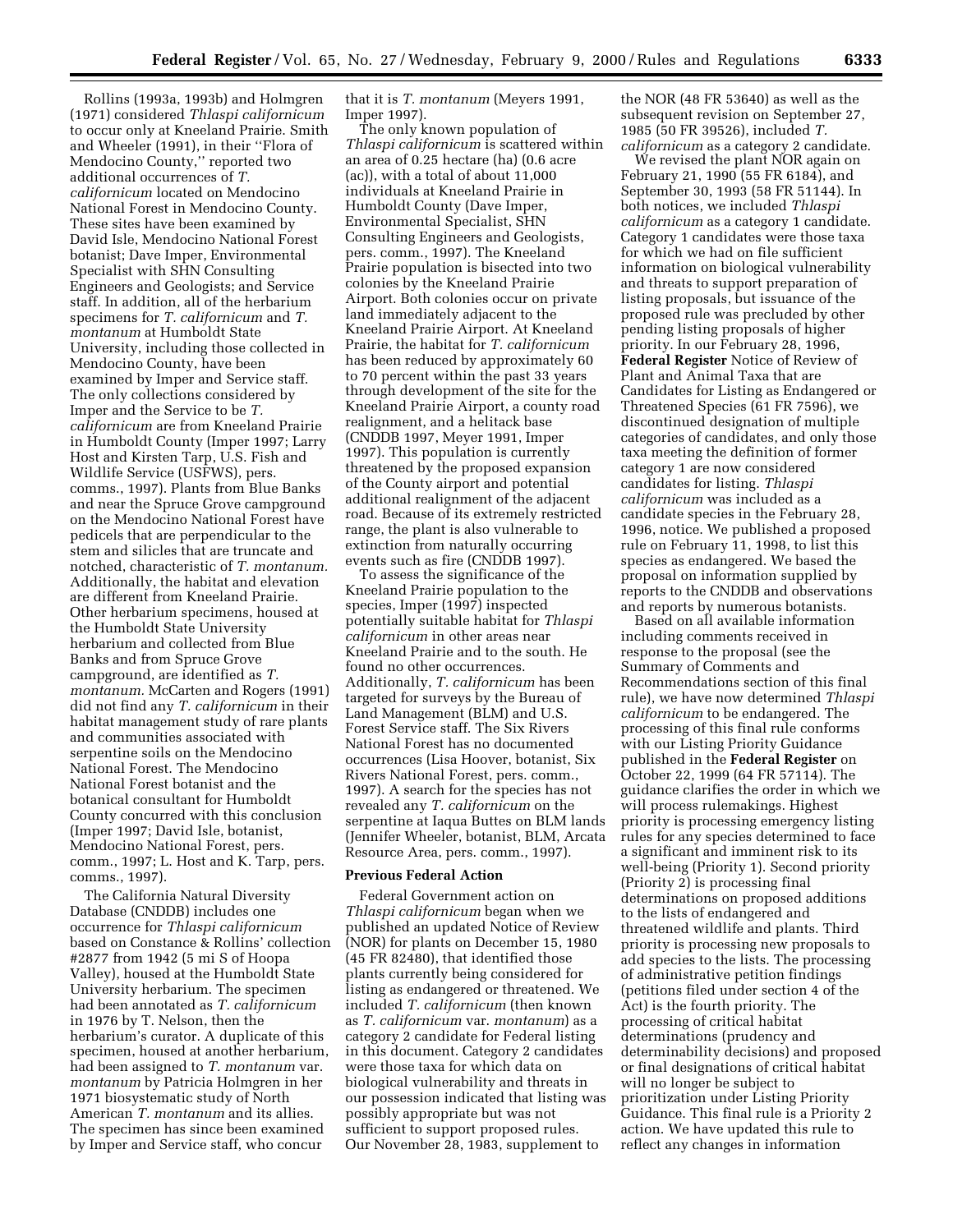Rollins (1993a, 1993b) and Holmgren (1971) considered *Thlaspi californicum* to occur only at Kneeland Prairie. Smith and Wheeler (1991), in their ''Flora of Mendocino County,'' reported two additional occurrences of *T. californicum* located on Mendocino National Forest in Mendocino County. These sites have been examined by David Isle, Mendocino National Forest botanist; Dave Imper, Environmental Specialist with SHN Consulting Engineers and Geologists; and Service staff. In addition, all of the herbarium specimens for *T. californicum* and *T. montanum* at Humboldt State University, including those collected in Mendocino County, have been examined by Imper and Service staff. The only collections considered by Imper and the Service to be *T. californicum* are from Kneeland Prairie in Humboldt County (Imper 1997; Larry Host and Kirsten Tarp, U.S. Fish and Wildlife Service (USFWS), pers. comms., 1997). Plants from Blue Banks and near the Spruce Grove campground on the Mendocino National Forest have pedicels that are perpendicular to the stem and silicles that are truncate and notched, characteristic of *T. montanum*. Additionally, the habitat and elevation are different from Kneeland Prairie. Other herbarium specimens, housed at the Humboldt State University herbarium and collected from Blue Banks and from Spruce Grove campground, are identified as *T. montanum*. McCarten and Rogers (1991) did not find any *T. californicum* in their habitat management study of rare plants and communities associated with serpentine soils on the Mendocino National Forest. The Mendocino National Forest botanist and the botanical consultant for Humboldt County concurred with this conclusion (Imper 1997; David Isle, botanist, Mendocino National Forest, pers. comm., 1997; L. Host and K. Tarp, pers. comms., 1997).

The California Natural Diversity Database (CNDDB) includes one occurrence for *Thlaspi californicum* based on Constance & Rollins' collection #2877 from 1942 (5 mi S of Hoopa Valley), housed at the Humboldt State University herbarium. The specimen had been annotated as *T. californicum* in 1976 by T. Nelson, then the herbarium's curator. A duplicate of this specimen, housed at another herbarium, had been assigned to *T. montanum* var. *montanum* by Patricia Holmgren in her 1971 biosystematic study of North American *T. montanum* and its allies. The specimen has since been examined by Imper and Service staff, who concur that it is *T. montanum* (Meyers 1991, Imper 1997).

The only known population of *Thlaspi californicum* is scattered within an area of 0.25 hectare (ha) (0.6 acre (ac)), with a total of about 11,000 individuals at Kneeland Prairie in Humboldt County (Dave Imper, Environmental Specialist, SHN Consulting Engineers and Geologists, pers. comm., 1997). The Kneeland Prairie population is bisected into two colonies by the Kneeland Prairie Airport. Both colonies occur on private land immediately adjacent to the Kneeland Prairie Airport. At Kneeland Prairie, the habitat for *T. californicum* has been reduced by approximately 60 to 70 percent within the past 33 years through development of the site for the Kneeland Prairie Airport, a county road realignment, and a helitack base (CNDDB 1997, Meyer 1991, Imper 1997). This population is currently threatened by the proposed expansion of the County airport and potential additional realignment of the adjacent road. Because of its extremely restricted range, the plant is also vulnerable to extinction from naturally occurring events such as fire (CNDDB 1997).

To assess the significance of the Kneeland Prairie population to the species, Imper (1997) inspected potentially suitable habitat for *Thlaspi californicum* in other areas near Kneeland Prairie and to the south. He found no other occurrences. Additionally, *T. californicum* has been targeted for surveys by the Bureau of Land Management (BLM) and U.S. Forest Service staff. The Six Rivers National Forest has no documented occurrences (Lisa Hoover, botanist, Six Rivers National Forest, pers. comm., 1997). A search for the species has not revealed any *T. californicum* on the serpentine at Iaqua Buttes on BLM lands (Jennifer Wheeler, botanist, BLM, Arcata Resource Area, pers. comm., 1997).

**Previous Federal Action**

Federal Government action on *Thlaspi californicum* began when we published an updated Notice of Review (NOR) for plants on December 15, 1980 (45 FR 82480), that identified those plants currently being considered for listing as endangered or threatened. We included *T. californicum* (then known as *T. californicum* var. *montanum*) as a category 2 candidate for Federal listing in this document. Category 2 candidates were those taxa for which data on biological vulnerability and threats in our possession indicated that listing was possibly appropriate but was not sufficient to support proposed rules. Our November 28, 1983, supplement to the NOR (48 FR 53640) as well as the subsequent revision on September 27, 1985 (50 FR 39526), included *T. californicum* as a category 2 candidate.

We revised the plant NOR again on February 21, 1990 (55 FR 6184), and September 30, 1993 (58 FR 51144). In both notices, we included *Thlaspi californicum* as a category 1 candidate. Category 1 candidates were those taxa for which we had on file sufficient information on biological vulnerability and threats to support preparation of listing proposals, but issuance of the proposed rule was precluded by other pending listing proposals of higher priority. In our February 28, 1996, **Federal Register** Notice of Review of Plant and Animal Taxa that are Candidates for Listing as Endangered or Threatened Species (61 FR 7596), we discontinued designation of multiple categories of candidates, and only those taxa meeting the definition of former category 1 are now considered candidates for listing. *Thlaspi californicum* was included as a candidate species in the February 28, 1996, notice. We published a proposed rule on February 11, 1998, to list this species as endangered. We based the proposal on information supplied by reports to the CNDDB and observations and reports by numerous botanists.

Based on all available information including comments received in response to the proposal (see the Summary of Comments and Recommendations section of this final rule), we have now determined *Thlaspi californicum* to be endangered. The processing of this final rule conforms with our Listing Priority Guidance published in the **Federal Register** on October 22, 1999 (64 FR 57114). The guidance clarifies the order in which we will process rulemakings. Highest priority is processing emergency listing rules for any species determined to face a significant and imminent risk to its well-being (Priority 1). Second priority (Priority 2) is processing final determinations on proposed additions to the lists of endangered and threatened wildlife and plants. Third priority is processing new proposals to add species to the lists. The processing of administrative petition findings (petitions filed under section 4 of the Act) is the fourth priority. The processing of critical habitat determinations (prudency and determinability decisions) and proposed or final designations of critical habitat will no longer be subject to prioritization under Listing Priority Guidance. This final rule is a Priority 2 action. We have updated this rule to reflect any changes in information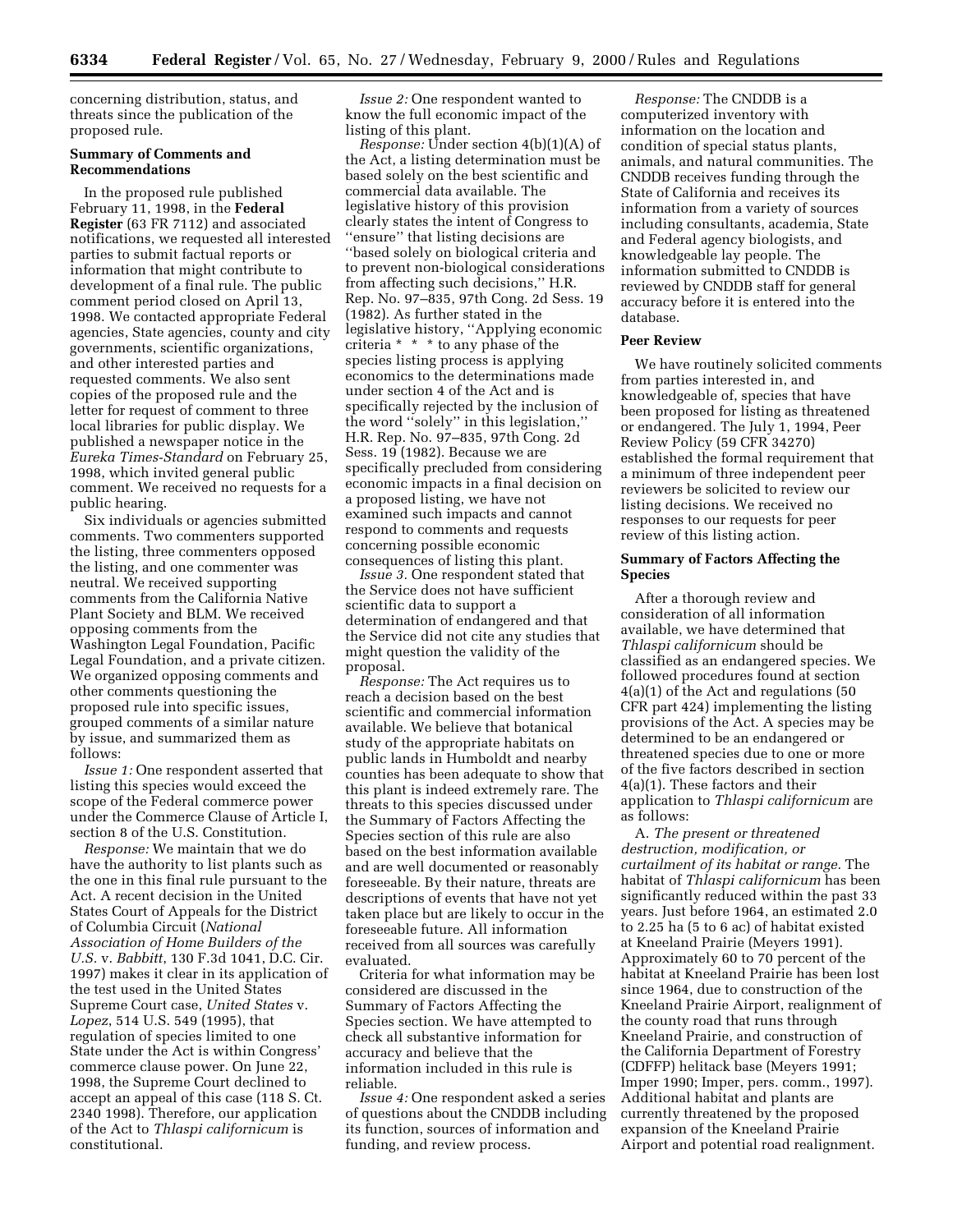concerning distribution, status, and threats since the publication of the proposed rule.

### Summary of Comments and Recommendations

In the proposed rule published February 11, 1998, in the **Federal Register** (63 FR 7112) and associated notifications, we requested all interested parties to submit factual reports or information that might contribute to development of a final rule. The public comment period closed on April 13, 1998. We contacted appropriate Federal agencies, State agencies, county and city governments, scientific organizations, and other interested parties and requested comments. We also sent copies of the proposed rule and the letter for request of comment to three local libraries for public display. We published a newspaper notice in the *Eureka Times-Standard* on February 25, 1998, which invited general public comment. We received no requests for a public hearing.

Six individuals or agencies submitted comments. Two commenters supported the listing, three commenters opposed the listing, and one commenter was neutral. We received supporting comments from the California Native Plant Society and BLM. We received opposing comments from the Washington Legal Foundation, Pacific Legal Foundation, and a private citizen. We organized opposing comments and other comments questioning the proposed rule into specific issues, grouped comments of a similar nature by issue, and summarized them as follows:

*Issue 1:* One respondent asserted that listing this species would exceed the scope of the Federal commerce power under the Commerce Clause of Article I, section 8 of the U.S. Constitution.

*Response:* We maintain that we do have the authority to list plants such as the one in this final rule pursuant to the Act. A recent decision in the United States Court of Appeals for the District of Columbia Circuit (*National Association of Home Builders of the U.S.* v. *Babbitt*, 130 F.3d 1041, D.C. Cir. 1997) makes it clear in its application of the test used in the United States Supreme Court case, *United States* v. *Lopez*, 514 U.S. 549 (1995), that regulation of species limited to one State under the Act is within Congress' commerce clause power. On June 22, 1998, the Supreme Court declined to accept an appeal of this case (118 S. Ct. 2340 1998). Therefore, our application of the Act to *Thlaspi californicum* is constitutional.

*Issue 2:* One respondent wanted to know the full economic impact of the listing of this plant.

*Response:* Under section 4(b)(1)(A) of the Act, a listing determination must be based solely on the best scientific and commercial data available. The legislative history of this provision clearly states the intent of Congress to ''ensure'' that listing decisions are ''based solely on biological criteria and to prevent non-biological considerations from affecting such decisions,'' H.R. Rep. No. 97–835, 97th Cong. 2d Sess. 19 (1982). As further stated in the legislative history, ''Applying economic criteria * * * to any phase of the species listing process is applying economics to the determinations made under section 4 of the Act and is specifically rejected by the inclusion of the word ''solely'' in this legislation,'' H.R. Rep. No. 97–835, 97th Cong. 2d Sess. 19 (1982). Because we are specifically precluded from considering economic impacts in a final decision on a proposed listing, we have not examined such impacts and cannot respond to comments and requests concerning possible economic consequences of listing this plant.

*Issue 3.* One respondent stated that the Service does not have sufficient scientific data to support a determination of endangered and that the Service did not cite any studies that might question the validity of the proposal.

*Response:* The Act requires us to reach a decision based on the best scientific and commercial information available. We believe that botanical study of the appropriate habitats on public lands in Humboldt and nearby counties has been adequate to show that this plant is indeed extremely rare. The threats to this species discussed under the Summary of Factors Affecting the Species section of this rule are also based on the best information available and are well documented or reasonably foreseeable. By their nature, threats are descriptions of events that have not yet taken place but are likely to occur in the foreseeable future. All information received from all sources was carefully evaluated.

Criteria for what information may be considered are discussed in the Summary of Factors Affecting the Species section. We have attempted to check all substantive information for accuracy and believe that the information included in this rule is reliable.

*Issue 4:* One respondent asked a series of questions about the CNDDB including its function, sources of information and funding, and review process.

*Response:* The CNDDB is a computerized inventory with information on the location and condition of special status plants, animals, and natural communities. The CNDDB receives funding through the State of California and receives its information from a variety of sources including consultants, academia, State and Federal agency biologists, and knowledgeable lay people. The information submitted to CNDDB is reviewed by CNDDB staff for general accuracy before it is entered into the database.

### Peer Review

We have routinely solicited comments from parties interested in, and knowledgeable of, species that have been proposed for listing as threatened or endangered. The July 1, 1994, Peer Review Policy (59 CFR 34270) established the formal requirement that a minimum of three independent peer reviewers be solicited to review our listing decisions. We received no responses to our requests for peer review of this listing action.

### Summary of Factors Affecting the Species

After a thorough review and consideration of all information available, we have determined that *Thlaspi californicum* should be classified as an endangered species. We followed procedures found at section 4(a)(1) of the Act and regulations (50 CFR part 424) implementing the listing provisions of the Act. A species may be determined to be an endangered or threatened species due to one or more of the five factors described in section 4(a)(1). These factors and their application to *Thlaspi californicum* are as follows:

A. *The present or threatened destruction, modification, or curtailment of its habitat or range.* The habitat of *Thlaspi californicum* has been significantly reduced within the past 33 years. Just before 1964, an estimated 2.0 to 2.25 ha (5 to 6 ac) of habitat existed at Kneeland Prairie (Meyers 1991). Approximately 60 to 70 percent of the habitat at Kneeland Prairie has been lost since 1964, due to construction of the Kneeland Prairie Airport, realignment of the county road that runs through Kneeland Prairie, and construction of the California Department of Forestry (CDFFP) helitack base (Meyers 1991; Imper 1990; Imper, pers. comm., 1997). Additional habitat and plants are currently threatened by the proposed expansion of the Kneeland Prairie Airport and potential road realignment.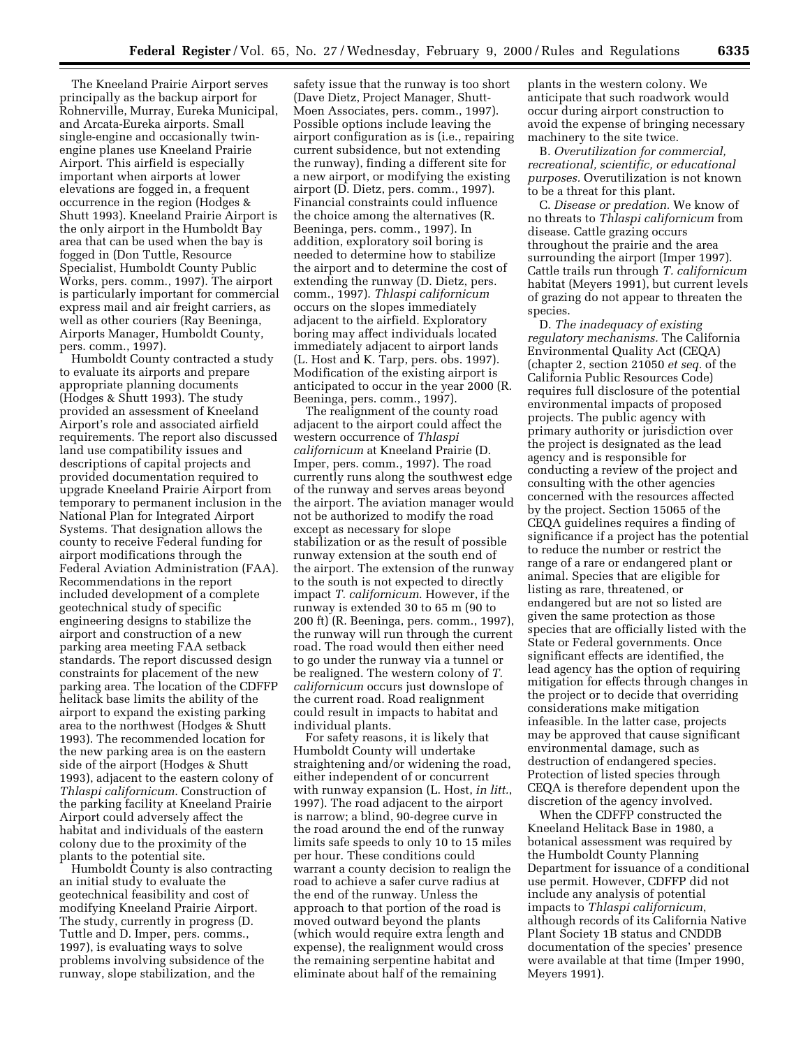The Kneeland Prairie Airport serves principally as the backup airport for Rohnerville, Murray, Eureka Municipal, and Arcata-Eureka airports. Small single-engine and occasionally twin-engine planes use Kneeland Prairie Airport. This airfield is especially important when airports at lower elevations are fogged in, a frequent occurrence in the region (Hodges & Shutt 1993). Kneeland Prairie Airport is the only airport in the Humboldt Bay area that can be used when the bay is fogged in (Don Tuttle, Resource Specialist, Humboldt County Public Works, pers. comm., 1997). The airport is particularly important for commercial express mail and air freight carriers, as well as other couriers (Ray Beeninga, Airports Manager, Humboldt County, pers. comm., 1997).

Humboldt County contracted a study to evaluate its airports and prepare appropriate planning documents (Hodges & Shutt 1993). The study provided an assessment of Kneeland Airport's role and associated airfield requirements. The report also discussed land use compatibility issues and descriptions of capital projects and provided documentation required to upgrade Kneeland Prairie Airport from temporary to permanent inclusion in the National Plan for Integrated Airport Systems. That designation allows the county to receive Federal funding for airport modifications through the Federal Aviation Administration (FAA). Recommendations in the report included development of a complete geotechnical study of specific engineering designs to stabilize the airport and construction of a new parking area meeting FAA setback standards. The report discussed design constraints for placement of the new parking area. The location of the CDFFP helitack base limits the ability of the airport to expand the existing parking area to the northwest (Hodges & Shutt 1993). The recommended location for the new parking area is on the eastern side of the airport (Hodges & Shutt 1993), adjacent to the eastern colony of *Thlaspi californicum*. Construction of the parking facility at Kneeland Prairie Airport could adversely affect the habitat and individuals of the eastern colony due to the proximity of the plants to the potential site.

Humboldt County is also contracting an initial study to evaluate the geotechnical feasibility and cost of modifying Kneeland Prairie Airport. The study, currently in progress (D. Tuttle and D. Imper, pers. comms., 1997), is evaluating ways to solve problems involving subsidence of the runway, slope stabilization, and the safety issue that the runway is too short (Dave Dietz, Project Manager, Shutt-Moen Associates, pers. comm., 1997). Possible options include leaving the airport configuration as is (i.e., repairing current subsidence, but not extending the runway), finding a different site for a new airport, or modifying the existing airport (D. Dietz, pers. comm., 1997). Financial constraints could influence the choice among the alternatives (R. Beeninga, pers. comm., 1997). In addition, exploratory soil boring is needed to determine how to stabilize the airport and to determine the cost of extending the runway (D. Dietz, pers. comm., 1997). *Thlaspi californicum* occurs on the slopes immediately adjacent to the airfield. Exploratory boring may affect individuals located immediately adjacent to airport lands (L. Host and K. Tarp, pers. obs. 1997). Modification of the existing airport is anticipated to occur in the year 2000 (R. Beeninga, pers. comm., 1997).

The realignment of the county road adjacent to the airport could affect the western occurrence of *Thlaspi californicum* at Kneeland Prairie (D. Imper, pers. comm., 1997). The road currently runs along the southwest edge of the runway and serves areas beyond the airport. The aviation manager would not be authorized to modify the road except as necessary for slope stabilization or as the result of possible runway extension at the south end of the airport. The extension of the runway to the south is not expected to directly impact *T. californicum*. However, if the runway is extended 30 to 65 m (90 to 200 ft) (R. Beeninga, pers. comm., 1997), the runway will run through the current road. The road would then either need to go under the runway via a tunnel or be realigned. The western colony of *T. californicum* occurs just downslope of the current road. Road realignment could result in impacts to habitat and individual plants.

For safety reasons, it is likely that Humboldt County will undertake straightening and/or widening the road, either independent of or concurrent with runway expansion (L. Host, *in litt.*, 1997). The road adjacent to the airport is narrow; a blind, 90-degree curve in the road around the end of the runway limits safe speeds to only 10 to 15 miles per hour. These conditions could warrant a county decision to realign the road to achieve a safer curve radius at the end of the runway. Unless the approach to that portion of the road is moved outward beyond the plants (which would require extra length and expense), the realignment would cross the remaining serpentine habitat and eliminate about half of the remaining plants in the western colony. We anticipate that such roadwork would occur during airport construction to avoid the expense of bringing necessary machinery to the site twice.

B. *Overutilization for commercial, recreational, scientific, or educational purposes.* Overutilization is not known to be a threat for this plant.

C. *Disease or predation.* We know of no threats to *Thlaspi californicum* from disease. Cattle grazing occurs throughout the prairie and the area surrounding the airport (Imper 1997). Cattle trails run through *T. californicum* habitat (Meyers 1991), but current levels of grazing do not appear to threaten the species.

D. *The inadequacy of existing regulatory mechanisms.* The California Environmental Quality Act (CEQA) (chapter 2, section 21050 *et seq.* of the California Public Resources Code) requires full disclosure of the potential environmental impacts of proposed projects. The public agency with primary authority or jurisdiction over the project is designated as the lead agency and is responsible for conducting a review of the project and consulting with the other agencies concerned with the resources affected by the project. Section 15065 of the CEQA guidelines requires a finding of significance if a project has the potential to reduce the number or restrict the range of a rare or endangered plant or animal. Species that are eligible for listing as rare, threatened, or endangered but are not so listed are given the same protection as those species that are officially listed with the State or Federal governments. Once significant effects are identified, the lead agency has the option of requiring mitigation for effects through changes in the project or to decide that overriding considerations make mitigation infeasible. In the latter case, projects may be approved that cause significant environmental damage, such as destruction of endangered species. Protection of listed species through CEQA is therefore dependent upon the discretion of the agency involved.

When the CDFFP constructed the Kneeland Helitack Base in 1980, a botanical assessment was required by the Humboldt County Planning Department for issuance of a conditional use permit. However, CDFFP did not include any analysis of potential impacts to *Thlaspi californicum*, although records of its California Native Plant Society 1B status and CNDDB documentation of the species' presence were available at that time (Imper 1990, Meyers 1991).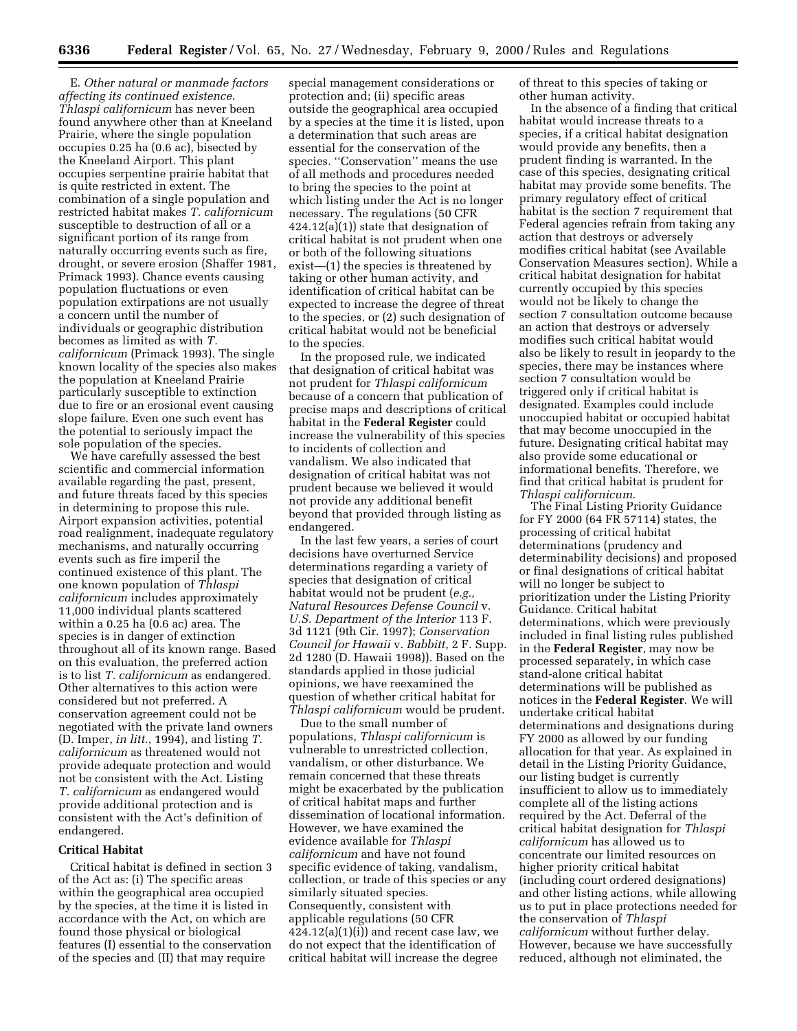E. *Other natural or manmade factors affecting its continued existence. Thlaspi californicum* has never been found anywhere other than at Kneeland Prairie, where the single population occupies 0.25 ha (0.6 ac), bisected by the Kneeland Airport. This plant occupies serpentine prairie habitat that is quite restricted in extent. The combination of a single population and restricted habitat makes *T. californicum* susceptible to destruction of all or a significant portion of its range from naturally occurring events such as fire, drought, or severe erosion (Shaffer 1981, Primack 1993). Chance events causing population fluctuations or even population extirpations are not usually a concern until the number of individuals or geographic distribution becomes as limited as with *T. californicum* (Primack 1993). The single known locality of the species also makes the population at Kneeland Prairie particularly susceptible to extinction due to fire or an erosional event causing slope failure. Even one such event has the potential to seriously impact the sole population of the species.

We have carefully assessed the best scientific and commercial information available regarding the past, present, and future threats faced by this species in determining to propose this rule. Airport expansion activities, potential road realignment, inadequate regulatory mechanisms, and naturally occurring events such as fire imperil the continued existence of this plant. The one known population of *Thlaspi californicum* includes approximately 11,000 individual plants scattered within a 0.25 ha (0.6 ac) area. The species is in danger of extinction throughout all of its known range. Based on this evaluation, the preferred action is to list *T. californicum* as endangered. Other alternatives to this action were considered but not preferred. A conservation agreement could not be negotiated with the private land owners (D. Imper, *in litt.*, 1994), and listing *T. californicum* as threatened would not provide adequate protection and would not be consistent with the Act. Listing *T. californicum* as endangered would provide additional protection and is consistent with the Act's definition of endangered.

**Critical Habitat**

Critical habitat is defined in section 3 of the Act as: (i) The specific areas within the geographical area occupied by the species, at the time it is listed in accordance with the Act, on which are found those physical or biological features (I) essential to the conservation of the species and (II) that may require special management considerations or protection and; (ii) specific areas outside the geographical area occupied by a species at the time it is listed, upon a determination that such areas are essential for the conservation of the species. ''Conservation'' means the use of all methods and procedures needed to bring the species to the point at which listing under the Act is no longer necessary. The regulations (50 CFR 424.12(a)(1)) state that designation of critical habitat is not prudent when one or both of the following situations exist—(1) the species is threatened by taking or other human activity, and identification of critical habitat can be expected to increase the degree of threat to the species, or (2) such designation of critical habitat would not be beneficial to the species.

In the proposed rule, we indicated that designation of critical habitat was not prudent for *Thlaspi californicum* because of a concern that publication of precise maps and descriptions of critical habitat in the **Federal Register** could increase the vulnerability of this species to incidents of collection and vandalism. We also indicated that designation of critical habitat was not prudent because we believed it would not provide any additional benefit beyond that provided through listing as endangered.

In the last few years, a series of court decisions have overturned Service determinations regarding a variety of species that designation of critical habitat would not be prudent (*e.g., Natural Resources Defense Council* v. *U.S. Department of the Interior* 113 F. 3d 1121 (9th Cir. 1997); *Conservation Council for Hawaii* v. *Babbitt*, 2 F. Supp. 2d 1280 (D. Hawaii 1998)). Based on the standards applied in those judicial opinions, we have reexamined the question of whether critical habitat for *Thlaspi californicum* would be prudent.

Due to the small number of populations, *Thlaspi californicum* is vulnerable to unrestricted collection, vandalism, or other disturbance. We remain concerned that these threats might be exacerbated by the publication of critical habitat maps and further dissemination of locational information. However, we have examined the evidence available for *Thlaspi californicum* and have not found specific evidence of taking, vandalism, collection, or trade of this species or any similarly situated species. Consequently, consistent with applicable regulations (50 CFR 424.12(a)(1)(i)) and recent case law, we do not expect that the identification of critical habitat will increase the degree of threat to this species of taking or other human activity.

In the absence of a finding that critical habitat would increase threats to a species, if a critical habitat designation would provide any benefits, then a prudent finding is warranted. In the case of this species, designating critical habitat may provide some benefits. The primary regulatory effect of critical habitat is the section 7 requirement that Federal agencies refrain from taking any action that destroys or adversely modifies critical habitat (see Available Conservation Measures section). While a critical habitat designation for habitat currently occupied by this species would not be likely to change the section 7 consultation outcome because an action that destroys or adversely modifies such critical habitat would also be likely to result in jeopardy to the species, there may be instances where section 7 consultation would be triggered only if critical habitat is designated. Examples could include unoccupied habitat or occupied habitat that may become unoccupied in the future. Designating critical habitat may also provide some educational or informational benefits. Therefore, we find that critical habitat is prudent for *Thlaspi californicum*.

The Final Listing Priority Guidance for FY 2000 (64 FR 57114) states, the processing of critical habitat determinations (prudency and determinability decisions) and proposed or final designations of critical habitat will no longer be subject to prioritization under the Listing Priority Guidance. Critical habitat determinations, which were previously included in final listing rules published in the **Federal Register**, may now be processed separately, in which case stand-alone critical habitat determinations will be published as notices in the **Federal Register**. We will undertake critical habitat determinations and designations during FY 2000 as allowed by our funding allocation for that year. As explained in detail in the Listing Priority Guidance, our listing budget is currently insufficient to allow us to immediately complete all of the listing actions required by the Act. Deferral of the critical habitat designation for *Thlaspi californicum* has allowed us to concentrate our limited resources on higher priority critical habitat (including court ordered designations) and other listing actions, while allowing us to put in place protections needed for the conservation of *Thlaspi californicum* without further delay. However, because we have successfully reduced, although not eliminated, the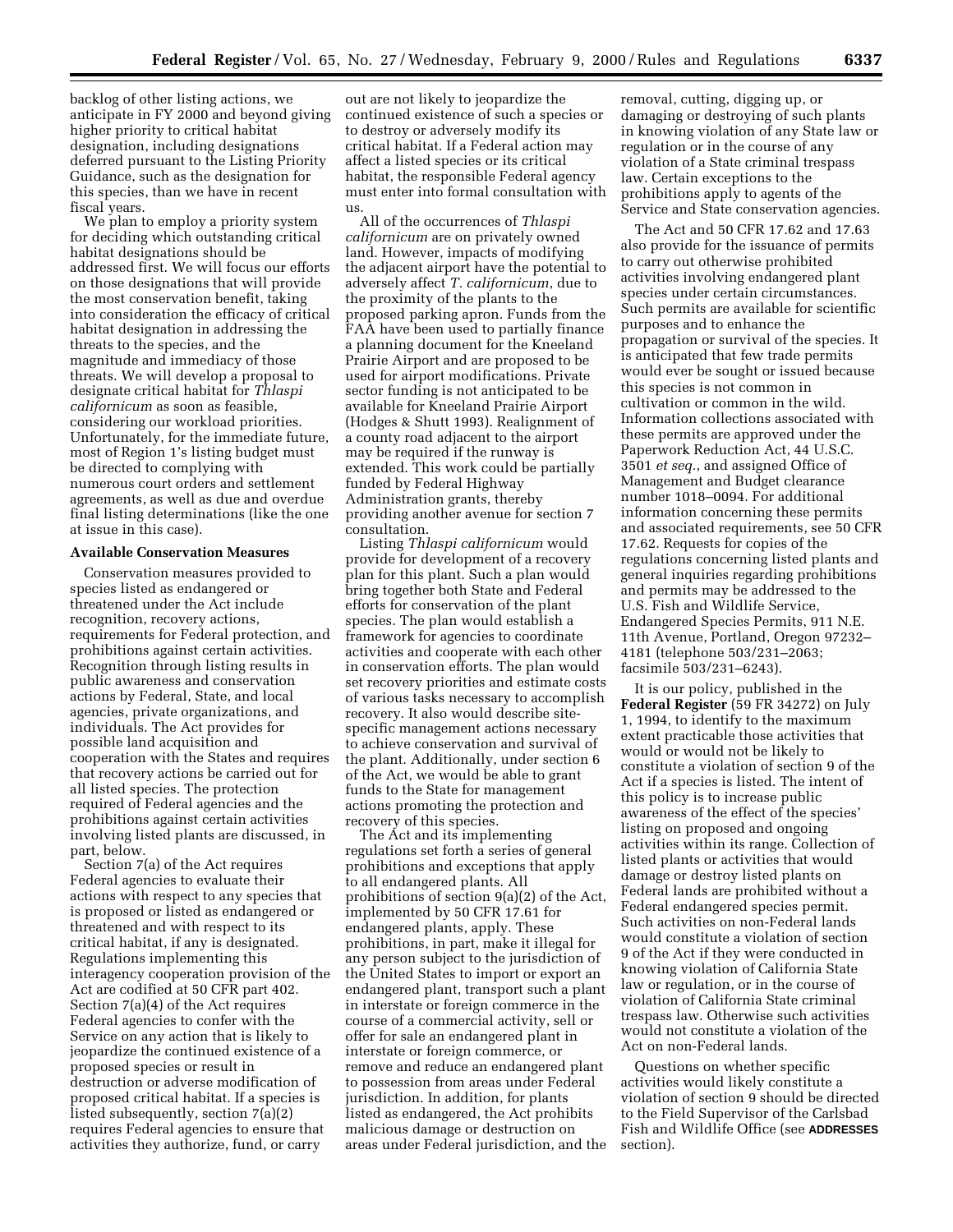backlog of other listing actions, we anticipate in FY 2000 and beyond giving higher priority to critical habitat designation, including designations deferred pursuant to the Listing Priority Guidance, such as the designation for this species, than we have in recent fiscal years.

We plan to employ a priority system for deciding which outstanding critical habitat designations should be addressed first. We will focus our efforts on those designations that will provide the most conservation benefit, taking into consideration the efficacy of critical habitat designation in addressing the threats to the species, and the magnitude and immediacy of those threats. We will develop a proposal to designate critical habitat for *Thlaspi californicum* as soon as feasible, considering our workload priorities. Unfortunately, for the immediate future, most of Region 1's listing budget must be directed to complying with numerous court orders and settlement agreements, as well as due and overdue final listing determinations (like the one at issue in this case).

**Available Conservation Measures**

Conservation measures provided to species listed as endangered or threatened under the Act include recognition, recovery actions, requirements for Federal protection, and prohibitions against certain activities. Recognition through listing results in public awareness and conservation actions by Federal, State, and local agencies, private organizations, and individuals. The Act provides for possible land acquisition and cooperation with the States and requires that recovery actions be carried out for all listed species. The protection required of Federal agencies and the prohibitions against certain activities involving listed plants are discussed, in part, below.

Section 7(a) of the Act requires Federal agencies to evaluate their actions with respect to any species that is proposed or listed as endangered or threatened and with respect to its critical habitat, if any is designated. Regulations implementing this interagency cooperation provision of the Act are codified at 50 CFR part 402. Section 7(a)(4) of the Act requires Federal agencies to confer with the Service on any action that is likely to jeopardize the continued existence of a proposed species or result in destruction or adverse modification of proposed critical habitat. If a species is listed subsequently, section 7(a)(2) requires Federal agencies to ensure that activities they authorize, fund, or carry out are not likely to jeopardize the continued existence of such a species or to destroy or adversely modify its critical habitat. If a Federal action may affect a listed species or its critical habitat, the responsible Federal agency must enter into formal consultation with us.

All of the occurrences of *Thlaspi californicum* are on privately owned land. However, impacts of modifying the adjacent airport have the potential to adversely affect *T. californicum*, due to the proximity of the plants to the proposed parking apron. Funds from the FAA have been used to partially finance a planning document for the Kneeland Prairie Airport and are proposed to be used for airport modifications. Private sector funding is not anticipated to be available for Kneeland Prairie Airport (Hodges & Shutt 1993). Realignment of a county road adjacent to the airport may be required if the runway is extended. This work could be partially funded by Federal Highway Administration grants, thereby providing another avenue for section 7 consultation.

Listing *Thlaspi californicum* would provide for development of a recovery plan for this plant. Such a plan would bring together both State and Federal efforts for conservation of the plant species. The plan would establish a framework for agencies to coordinate activities and cooperate with each other in conservation efforts. The plan would set recovery priorities and estimate costs of various tasks necessary to accomplish recovery. It also would describe site-specific management actions necessary to achieve conservation and survival of the plant. Additionally, under section 6 of the Act, we would be able to grant funds to the State for management actions promoting the protection and recovery of this species.

The Act and its implementing regulations set forth a series of general prohibitions and exceptions that apply to all endangered plants. All prohibitions of section 9(a)(2) of the Act, implemented by 50 CFR 17.61 for endangered plants, apply. These prohibitions, in part, make it illegal for any person subject to the jurisdiction of the United States to import or export an endangered plant, transport such a plant in interstate or foreign commerce in the course of a commercial activity, sell or offer for sale an endangered plant in interstate or foreign commerce, or remove and reduce an endangered plant to possession from areas under Federal jurisdiction. In addition, for plants listed as endangered, the Act prohibits malicious damage or destruction on areas under Federal jurisdiction, and the removal, cutting, digging up, or damaging or destroying of such plants in knowing violation of any State law or regulation or in the course of any violation of a State criminal trespass law. Certain exceptions to the prohibitions apply to agents of the Service and State conservation agencies.

The Act and 50 CFR 17.62 and 17.63 also provide for the issuance of permits to carry out otherwise prohibited activities involving endangered plant species under certain circumstances. Such permits are available for scientific purposes and to enhance the propagation or survival of the species. It is anticipated that few trade permits would ever be sought or issued because this species is not common in cultivation or common in the wild. Information collections associated with these permits are approved under the Paperwork Reduction Act, 44 U.S.C. 3501 *et seq.*, and assigned Office of Management and Budget clearance number 1018–0094. For additional information concerning these permits and associated requirements, see 50 CFR 17.62. Requests for copies of the regulations concerning listed plants and general inquiries regarding prohibitions and permits may be addressed to the U.S. Fish and Wildlife Service, Endangered Species Permits, 911 N.E. 11th Avenue, Portland, Oregon 97232–4181 (telephone 503/231–2063; facsimile 503/231–6243).

It is our policy, published in the **Federal Register** (59 FR 34272) on July 1, 1994, to identify to the maximum extent practicable those activities that would or would not be likely to constitute a violation of section 9 of the Act if a species is listed. The intent of this policy is to increase public awareness of the effect of the species' listing on proposed and ongoing activities within its range. Collection of listed plants or activities that would damage or destroy listed plants on Federal lands are prohibited without a Federal endangered species permit. Such activities on non-Federal lands would constitute a violation of section 9 of the Act if they were conducted in knowing violation of California State law or regulation, or in the course of violation of California State criminal trespass law. Otherwise such activities would not constitute a violation of the Act on non-Federal lands.

Questions on whether specific activities would likely constitute a violation of section 9 should be directed to the Field Supervisor of the Carlsbad Fish and Wildlife Office (see **ADDRESSES** section).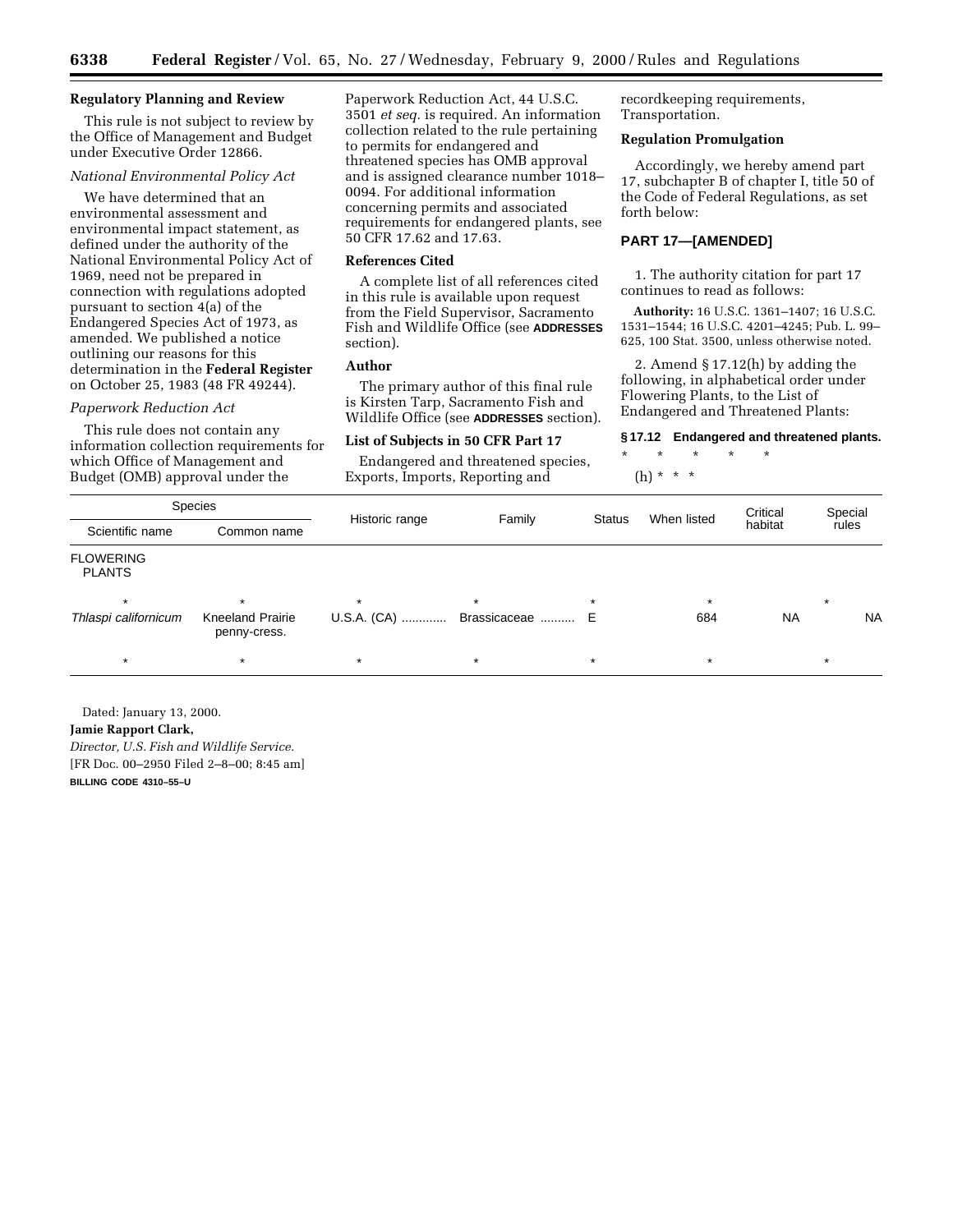### Regulatory Planning and Review

This rule is not subject to review by the Office of Management and Budget under Executive Order 12866.

*National Environmental Policy Act*

We have determined that an environmental assessment and environmental impact statement, as defined under the authority of the National Environmental Policy Act of 1969, need not be prepared in connection with regulations adopted pursuant to section 4(a) of the Endangered Species Act of 1973, as amended. We published a notice outlining our reasons for this determination in the **Federal Register** on October 25, 1983 (48 FR 49244).

*Paperwork Reduction Act*

This rule does not contain any information collection requirements for which Office of Management and Budget (OMB) approval under the Paperwork Reduction Act, 44 U.S.C. 3501 *et seq.* is required. An information collection related to the rule pertaining to permits for endangered and threatened species has OMB approval and is assigned clearance number 1018–0094. For additional information concerning permits and associated requirements for endangered plants, see 50 CFR 17.62 and 17.63.

### References Cited

A complete list of all references cited in this rule is available upon request from the Field Supervisor, Sacramento Fish and Wildlife Office (see **ADDRESSES** section).

### Author

The primary author of this final rule is Kirsten Tarp, Sacramento Fish and Wildlife Office (see **ADDRESSES** section).

### List of Subjects in 50 CFR Part 17

Endangered and threatened species, Exports, Imports, Reporting and recordkeeping requirements, Transportation.

### Regulation Promulgation

Accordingly, we hereby amend part 17, subchapter B of chapter I, title 50 of the Code of Federal Regulations, as set forth below:

## PART 17—[AMENDED]

1. The authority citation for part 17 continues to read as follows:

**Authority:** 16 U.S.C. 1361–1407; 16 U.S.C. 1531–1544; 16 U.S.C. 4201–4245; Pub. L. 99–625, 100 Stat. 3500, unless otherwise noted.

2. Amend § 17.12(h) by adding the following, in alphabetical order under Flowering Plants, to the List of Endangered and Threatened Plants:

**§ 17.12 Endangered and threatened plants.**

\* \* \* \* \*

(h) \* \* \*

| Species | | Historic range | Family | Status | When listed | Critical habitat | Special rules |
|---|---|---|---|---|---|---|---|
| Scientific name | Common name | | | | | | |
| FLOWERING PLANTS | | | | | | | |
| * | * | * | * | * | * | * | |
| *Thlaspi californicum* | Kneeland Prairie penny-cress. | U.S.A. (CA) ............ | Brassicaceae .......... | E | 684 | NA | NA |
| * | * | * | * | * | * | * | |

Dated: January 13, 2000.

**Jamie Rapport Clark,**

*Director, U.S. Fish and Wildlife Service.*

[FR Doc. 00–2950 Filed 2–8–00; 8:45 am]

**BILLING CODE 4310–55–U**